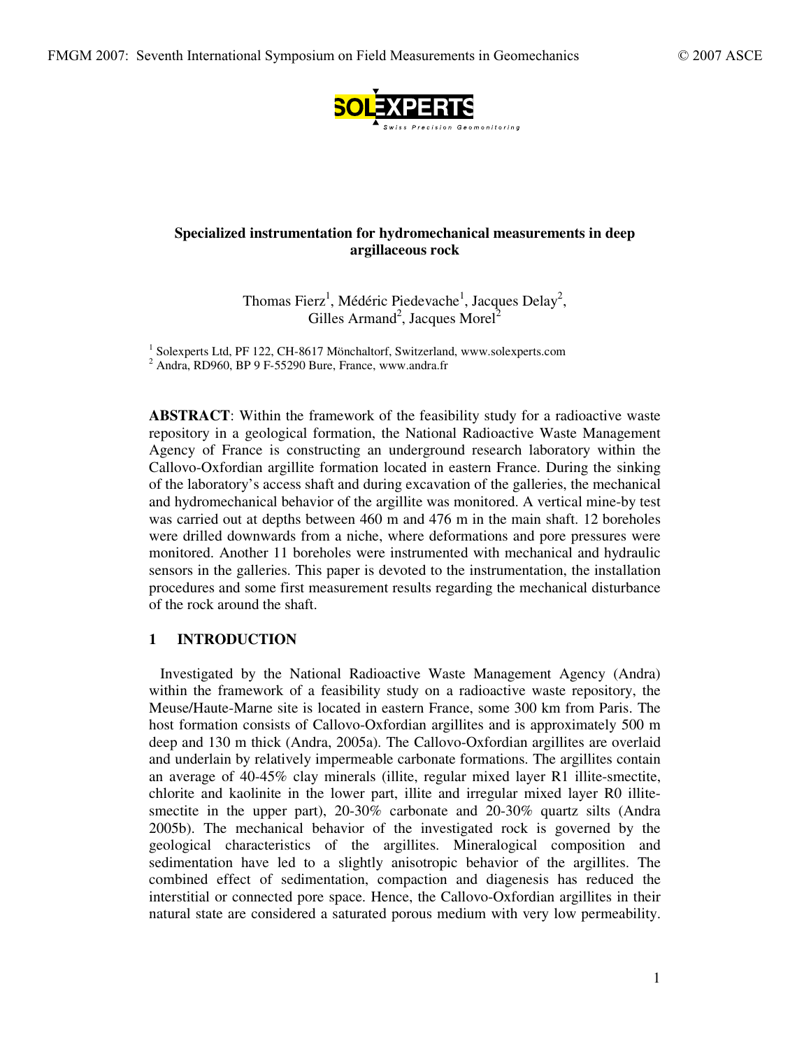**Specialized instrumentation for hydromechanical measurements in deep argillaceous rock**

Thomas Fierz[1], Médéric Piedevache[1], Jacques Delay[2], Gilles Armand[2], Jacques Morel[2]

[1] Solexperts Ltd, PF 122, CH-8617 Mönchaltorf, Switzerland, www.solexperts.com
[2] Andra, RD960, BP 9 F-55290 Bure, France, www.andra.fr

**ABSTRACT**: Within the framework of the feasibility study for a radioactive waste repository in a geological formation, the National Radioactive Waste Management Agency of France is constructing an underground research laboratory within the Callovo-Oxfordian argillite formation located in eastern France. During the sinking of the laboratory's access shaft and during excavation of the galleries, the mechanical and hydromechanical behavior of the argillite was monitored. A vertical mine-by test was carried out at depths between 460 m and 476 m in the main shaft. 12 boreholes were drilled downwards from a niche, where deformations and pore pressures were monitored. Another 11 boreholes were instrumented with mechanical and hydraulic sensors in the galleries. This paper is devoted to the instrumentation, the installation procedures and some first measurement results regarding the mechanical disturbance of the rock around the shaft.

## 1 INTRODUCTION

Investigated by the National Radioactive Waste Management Agency (Andra) within the framework of a feasibility study on a radioactive waste repository, the Meuse/Haute-Marne site is located in eastern France, some 300 km from Paris. The host formation consists of Callovo-Oxfordian argillites and is approximately 500 m deep and 130 m thick (Andra, 2005a). The Callovo-Oxfordian argillites are overlaid and underlain by relatively impermeable carbonate formations. The argillites contain an average of 40-45% clay minerals (illite, regular mixed layer R1 illite-smectite, chlorite and kaolinite in the lower part, illite and irregular mixed layer R0 illite-smectite in the upper part), 20-30% carbonate and 20-30% quartz silts (Andra 2005b). The mechanical behavior of the investigated rock is governed by the geological characteristics of the argillites. Mineralogical composition and sedimentation have led to a slightly anisotropic behavior of the argillites. The combined effect of sedimentation, compaction and diagenesis has reduced the interstitial or connected pore space. Hence, the Callovo-Oxfordian argillites in their natural state are considered a saturated porous medium with very low permeability.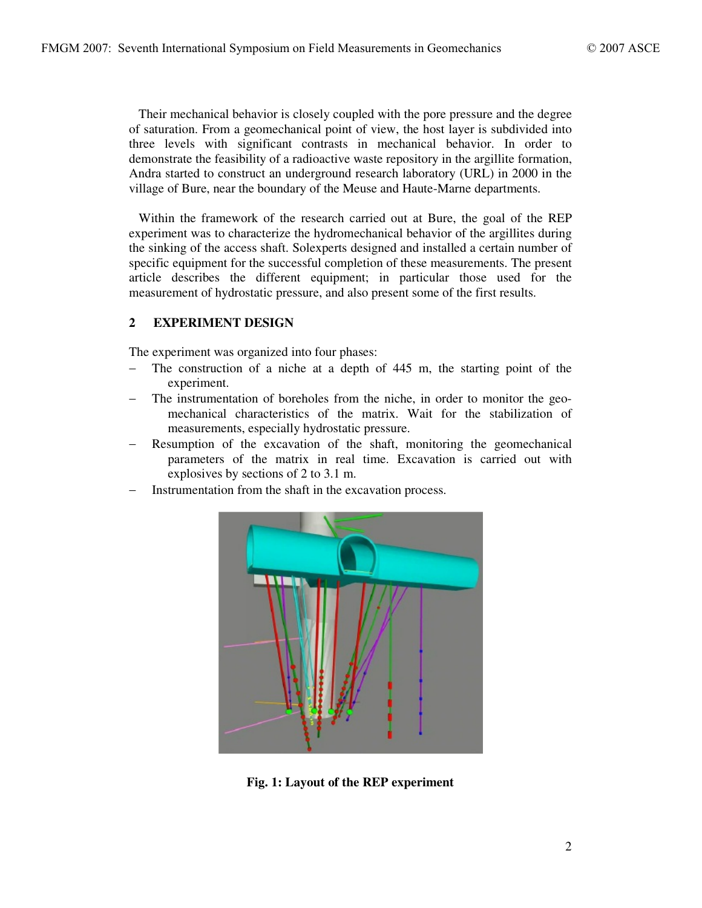Their mechanical behavior is closely coupled with the pore pressure and the degree of saturation. From a geomechanical point of view, the host layer is subdivided into three levels with significant contrasts in mechanical behavior. In order to demonstrate the feasibility of a radioactive waste repository in the argillite formation, Andra started to construct an underground research laboratory (URL) in 2000 in the village of Bure, near the boundary of the Meuse and Haute-Marne departments.

Within the framework of the research carried out at Bure, the goal of the REP experiment was to characterize the hydromechanical behavior of the argillites during the sinking of the access shaft. Solexperts designed and installed a certain number of specific equipment for the successful completion of these measurements. The present article describes the different equipment; in particular those used for the measurement of hydrostatic pressure, and also present some of the first results.

## 2 EXPERIMENT DESIGN

The experiment was organized into four phases:

- The construction of a niche at a depth of 445 m, the starting point of the experiment.
- The instrumentation of boreholes from the niche, in order to monitor the geo-mechanical characteristics of the matrix. Wait for the stabilization of measurements, especially hydrostatic pressure.
- Resumption of the excavation of the shaft, monitoring the geomechanical parameters of the matrix in real time. Excavation is carried out with explosives by sections of 2 to 3.1 m.
- Instrumentation from the shaft in the excavation process.

**Fig. 1: Layout of the REP experiment**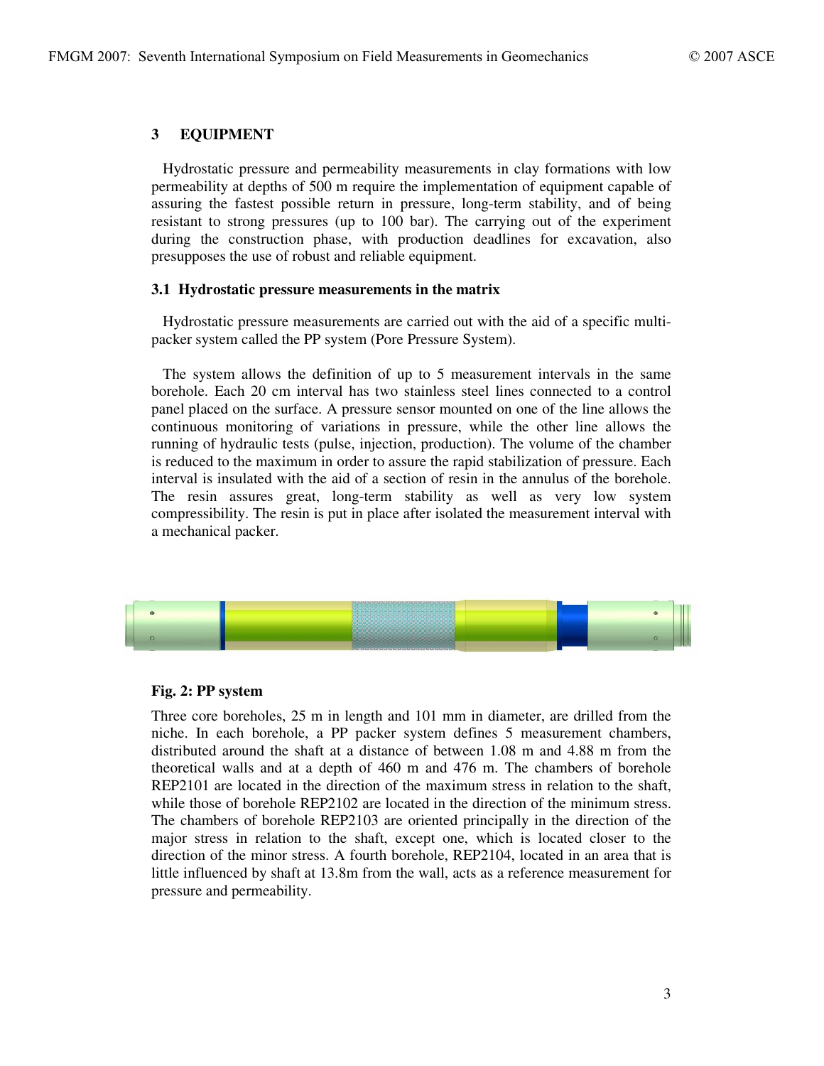## 3 EQUIPMENT

Hydrostatic pressure and permeability measurements in clay formations with low permeability at depths of 500 m require the implementation of equipment capable of assuring the fastest possible return in pressure, long-term stability, and of being resistant to strong pressures (up to 100 bar). The carrying out of the experiment during the construction phase, with production deadlines for excavation, also presupposes the use of robust and reliable equipment.

### 3.1 Hydrostatic pressure measurements in the matrix

Hydrostatic pressure measurements are carried out with the aid of a specific multi-packer system called the PP system (Pore Pressure System).

The system allows the definition of up to 5 measurement intervals in the same borehole. Each 20 cm interval has two stainless steel lines connected to a control panel placed on the surface. A pressure sensor mounted on one of the line allows the continuous monitoring of variations in pressure, while the other line allows the running of hydraulic tests (pulse, injection, production). The volume of the chamber is reduced to the maximum in order to assure the rapid stabilization of pressure. Each interval is insulated with the aid of a section of resin in the annulus of the borehole. The resin assures great, long-term stability as well as very low system compressibility. The resin is put in place after isolated the measurement interval with a mechanical packer.

**Fig. 2: PP system**

Three core boreholes, 25 m in length and 101 mm in diameter, are drilled from the niche. In each borehole, a PP packer system defines 5 measurement chambers, distributed around the shaft at a distance of between 1.08 m and 4.88 m from the theoretical walls and at a depth of 460 m and 476 m. The chambers of borehole REP2101 are located in the direction of the maximum stress in relation to the shaft, while those of borehole REP2102 are located in the direction of the minimum stress. The chambers of borehole REP2103 are oriented principally in the direction of the major stress in relation to the shaft, except one, which is located closer to the direction of the minor stress. A fourth borehole, REP2104, located in an area that is little influenced by shaft at 13.8m from the wall, acts as a reference measurement for pressure and permeability.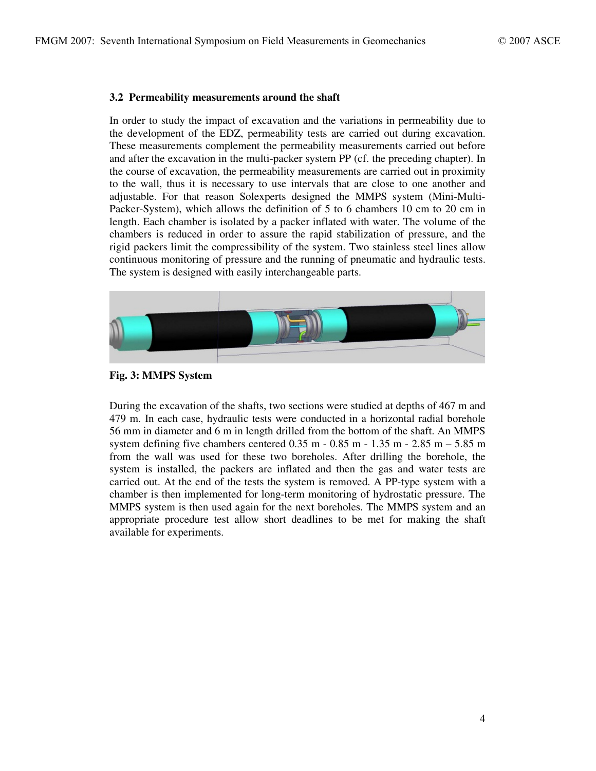### 3.2 Permeability measurements around the shaft

In order to study the impact of excavation and the variations in permeability due to the development of the EDZ, permeability tests are carried out during excavation. These measurements complement the permeability measurements carried out before and after the excavation in the multi-packer system PP (cf. the preceding chapter). In the course of excavation, the permeability measurements are carried out in proximity to the wall, thus it is necessary to use intervals that are close to one another and adjustable. For that reason Solexperts designed the MMPS system (Mini-Multi-Packer-System), which allows the definition of 5 to 6 chambers 10 cm to 20 cm in length. Each chamber is isolated by a packer inflated with water. The volume of the chambers is reduced in order to assure the rapid stabilization of pressure, and the rigid packers limit the compressibility of the system. Two stainless steel lines allow continuous monitoring of pressure and the running of pneumatic and hydraulic tests. The system is designed with easily interchangeable parts.

**Fig. 3: MMPS System**

During the excavation of the shafts, two sections were studied at depths of 467 m and 479 m. In each case, hydraulic tests were conducted in a horizontal radial borehole 56 mm in diameter and 6 m in length drilled from the bottom of the shaft. An MMPS system defining five chambers centered 0.35 m - 0.85 m - 1.35 m - 2.85 m – 5.85 m from the wall was used for these two boreholes. After drilling the borehole, the system is installed, the packers are inflated and then the gas and water tests are carried out. At the end of the tests the system is removed. A PP-type system with a chamber is then implemented for long-term monitoring of hydrostatic pressure. The MMPS system is then used again for the next boreholes. The MMPS system and an appropriate procedure test allow short deadlines to be met for making the shaft available for experiments.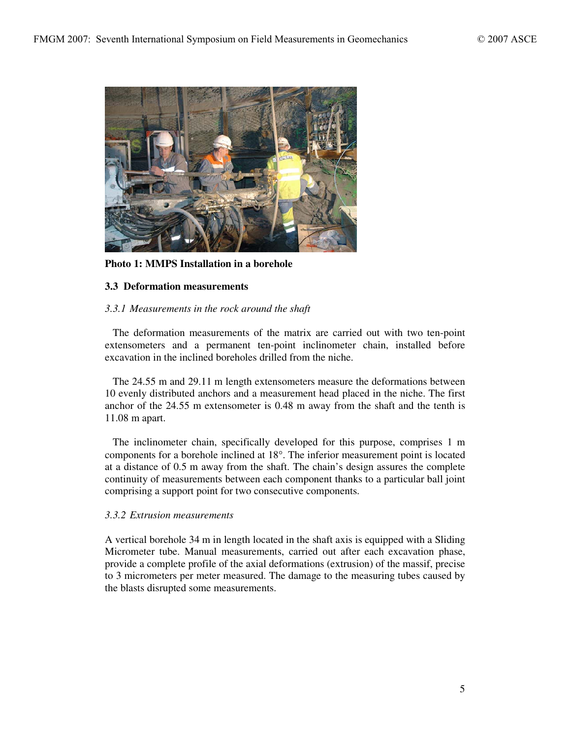**Photo 1: MMPS Installation in a borehole**

### 3.3 Deformation measurements

#### *3.3.1 Measurements in the rock around the shaft*

The deformation measurements of the matrix are carried out with two ten-point extensometers and a permanent ten-point inclinometer chain, installed before excavation in the inclined boreholes drilled from the niche.

The 24.55 m and 29.11 m length extensometers measure the deformations between 10 evenly distributed anchors and a measurement head placed in the niche. The first anchor of the 24.55 m extensometer is 0.48 m away from the shaft and the tenth is 11.08 m apart.

The inclinometer chain, specifically developed for this purpose, comprises 1 m components for a borehole inclined at 18°. The inferior measurement point is located at a distance of 0.5 m away from the shaft. The chain's design assures the complete continuity of measurements between each component thanks to a particular ball joint comprising a support point for two consecutive components.

#### *3.3.2 Extrusion measurements*

A vertical borehole 34 m in length located in the shaft axis is equipped with a Sliding Micrometer tube. Manual measurements, carried out after each excavation phase, provide a complete profile of the axial deformations (extrusion) of the massif, precise to 3 micrometers per meter measured. The damage to the measuring tubes caused by the blasts disrupted some measurements.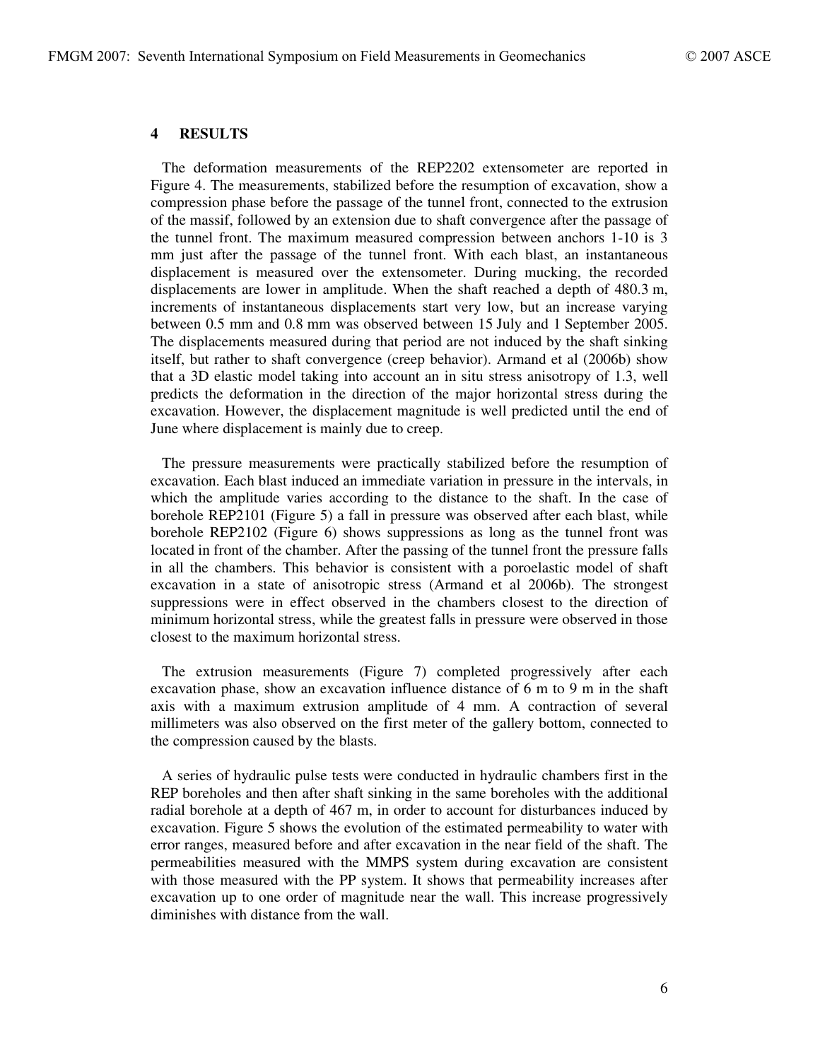## 4 RESULTS

The deformation measurements of the REP2202 extensometer are reported in Figure 4. The measurements, stabilized before the resumption of excavation, show a compression phase before the passage of the tunnel front, connected to the extrusion of the massif, followed by an extension due to shaft convergence after the passage of the tunnel front. The maximum measured compression between anchors 1-10 is 3 mm just after the passage of the tunnel front. With each blast, an instantaneous displacement is measured over the extensometer. During mucking, the recorded displacements are lower in amplitude. When the shaft reached a depth of 480.3 m, increments of instantaneous displacements start very low, but an increase varying between 0.5 mm and 0.8 mm was observed between 15 July and 1 September 2005. The displacements measured during that period are not induced by the shaft sinking itself, but rather to shaft convergence (creep behavior). Armand et al (2006b) show that a 3D elastic model taking into account an in situ stress anisotropy of 1.3, well predicts the deformation in the direction of the major horizontal stress during the excavation. However, the displacement magnitude is well predicted until the end of June where displacement is mainly due to creep.

The pressure measurements were practically stabilized before the resumption of excavation. Each blast induced an immediate variation in pressure in the intervals, in which the amplitude varies according to the distance to the shaft. In the case of borehole REP2101 (Figure 5) a fall in pressure was observed after each blast, while borehole REP2102 (Figure 6) shows suppressions as long as the tunnel front was located in front of the chamber. After the passing of the tunnel front the pressure falls in all the chambers. This behavior is consistent with a poroelastic model of shaft excavation in a state of anisotropic stress (Armand et al 2006b). The strongest suppressions were in effect observed in the chambers closest to the direction of minimum horizontal stress, while the greatest falls in pressure were observed in those closest to the maximum horizontal stress.

The extrusion measurements (Figure 7) completed progressively after each excavation phase, show an excavation influence distance of 6 m to 9 m in the shaft axis with a maximum extrusion amplitude of 4 mm. A contraction of several millimeters was also observed on the first meter of the gallery bottom, connected to the compression caused by the blasts.

A series of hydraulic pulse tests were conducted in hydraulic chambers first in the REP boreholes and then after shaft sinking in the same boreholes with the additional radial borehole at a depth of 467 m, in order to account for disturbances induced by excavation. Figure 5 shows the evolution of the estimated permeability to water with error ranges, measured before and after excavation in the near field of the shaft. The permeabilities measured with the MMPS system during excavation are consistent with those measured with the PP system. It shows that permeability increases after excavation up to one order of magnitude near the wall. This increase progressively diminishes with distance from the wall.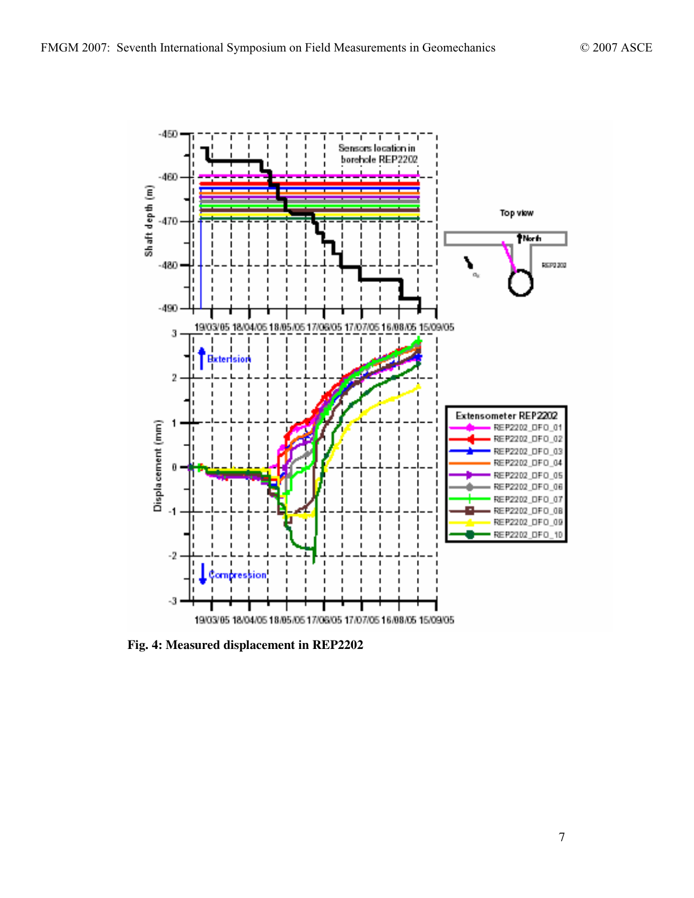**Fig. 4: Measured displacement in REP2202**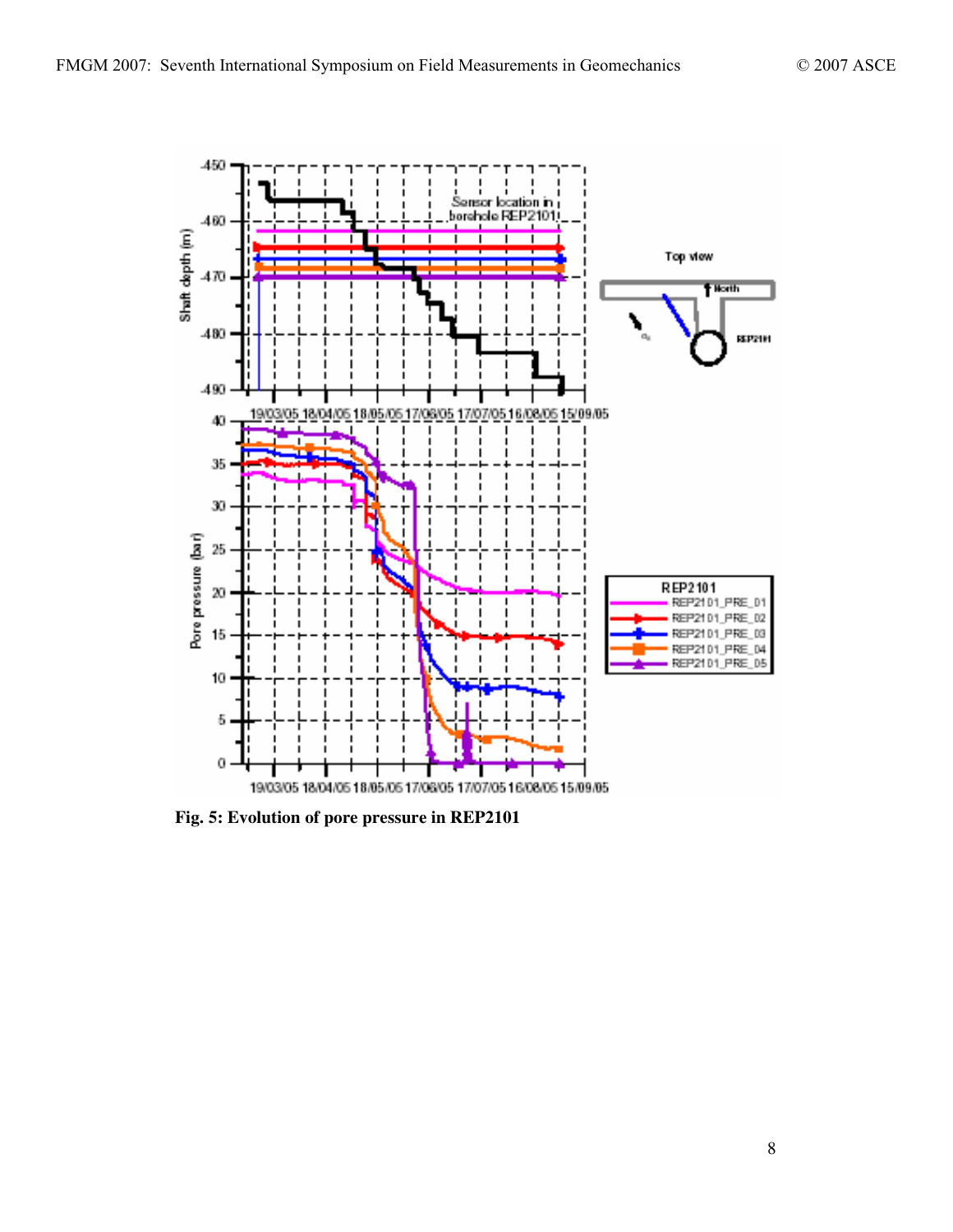Fig. 5: Evolution of pore pressure in REP2101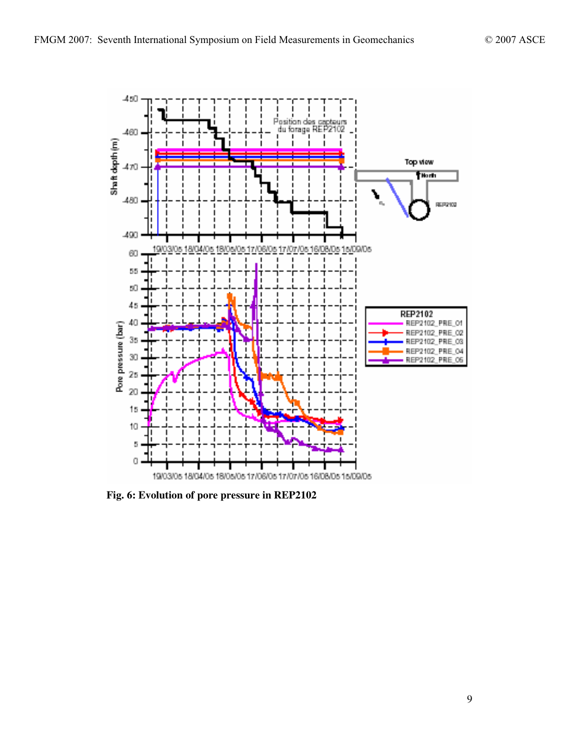Fig. 6: Evolution of pore pressure in REP2102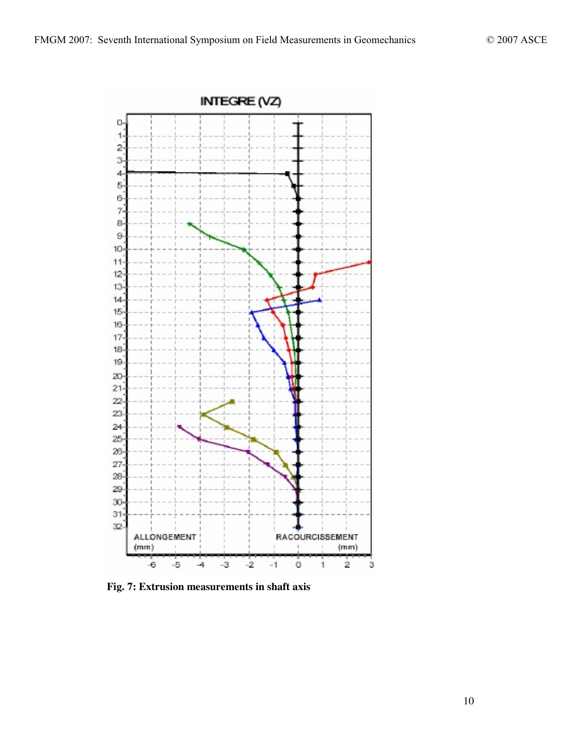**Fig. 7: Extrusion measurements in shaft axis**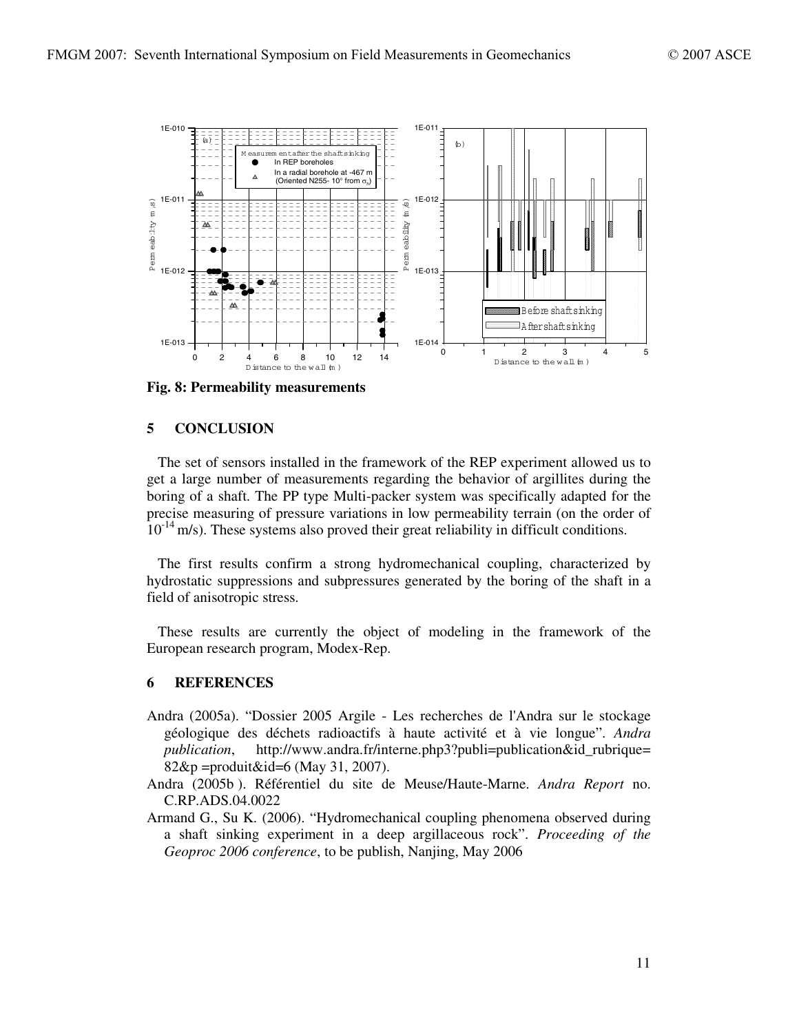**Fig. 8: Permeability measurements**

## 5 CONCLUSION

The set of sensors installed in the framework of the REP experiment allowed us to get a large number of measurements regarding the behavior of argillites during the boring of a shaft. The PP type Multi-packer system was specifically adapted for the precise measuring of pressure variations in low permeability terrain (on the order of $10^{-14}$ m/s). These systems also proved their great reliability in difficult conditions.

The first results confirm a strong hydromechanical coupling, characterized by hydrostatic suppressions and subpressures generated by the boring of the shaft in a field of anisotropic stress.

These results are currently the object of modeling in the framework of the European research program, Modex-Rep.

## 6 REFERENCES

Andra (2005a). "Dossier 2005 Argile - Les recherches de l'Andra sur le stockage géologique des déchets radioactifs à haute activité et à vie longue". *Andra publication*, http://www.andra.fr/interne.php3?publi=publication&id_rubrique=82&p =produit&id=6 (May 31, 2007).

Andra (2005b ). Référentiel du site de Meuse/Haute-Marne. *Andra Report* no. C.RP.ADS.04.0022

Armand G., Su K. (2006). "Hydromechanical coupling phenomena observed during a shaft sinking experiment in a deep argillaceous rock". *Proceeding of the Geoproc 2006 conference*, to be publish, Nanjing, May 2006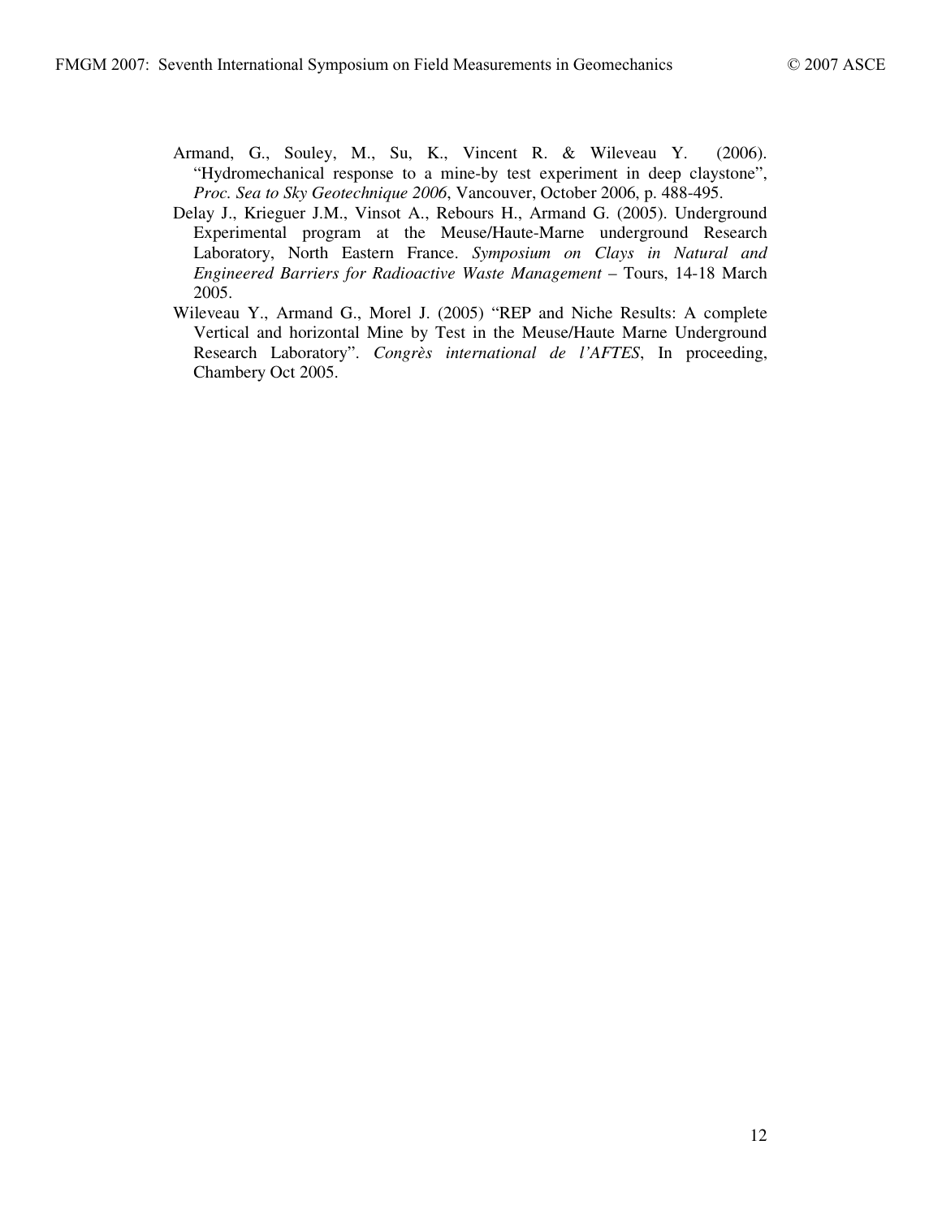Armand, G., Souley, M., Su, K., Vincent R. & Wileveau Y. (2006). “Hydromechanical response to a mine-by test experiment in deep claystone”, *Proc. Sea to Sky Geotechnique 2006*, Vancouver, October 2006, p. 488-495.

Delay J., Krieguer J.M., Vinsot A., Rebours H., Armand G. (2005). Underground Experimental program at the Meuse/Haute-Marne underground Research Laboratory, North Eastern France. *Symposium on Clays in Natural and Engineered Barriers for Radioactive Waste Management* – Tours, 14-18 March 2005.

Wileveau Y., Armand G., Morel J. (2005) “REP and Niche Results: A complete Vertical and horizontal Mine by Test in the Meuse/Haute Marne Underground Research Laboratory”. *Congrès international de l’AFTES*, In proceeding, Chambery Oct 2005.